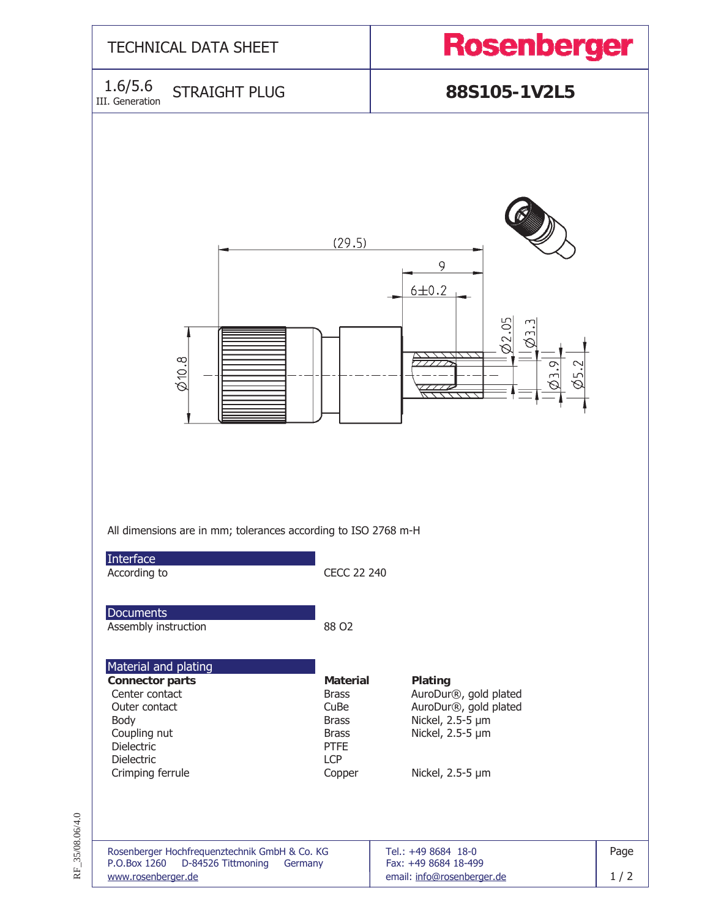# TECHNICAL DATA SHEET

**Rosenberger**

1.6/5.6
III. Generation

STRAIGHT PLUG

**88S105-1V2L5**

(29.5)

9

6±0.2

Ø2.05 Ø3.3 Ø3.9 Ø5.2

Ø10.8

All dimensions are in mm; tolerances according to ISO 2768 m-H

## Interface

| | |
|---|---|
| According to | CECC 22 240 |

## Documents

| | |
|---|---|
| Assembly instruction | 88 O2 |

## Material and plating

| Connector parts | Material | Plating |
|---|---|---|
| Center contact | Brass | AuroDur®, gold plated |
| Outer contact | CuBe | AuroDur®, gold plated |
| Body | Brass | Nickel, 2.5-5 µm |
| Coupling nut | Brass | Nickel, 2.5-5 µm |
| Dielectric | PTFE | |
| Dielectric | LCP | |
| Crimping ferrule | Copper | Nickel, 2.5-5 µm |

Rosenberger Hochfrequenztechnik GmbH & Co. KG
P.O.Box 1260 D-84526 Tittmoning Germany
www.rosenberger.de

Tel.: +49 8684 18-0
Fax: +49 8684 18-499
email: info@rosenberger.de

RF_35/08.06/4.0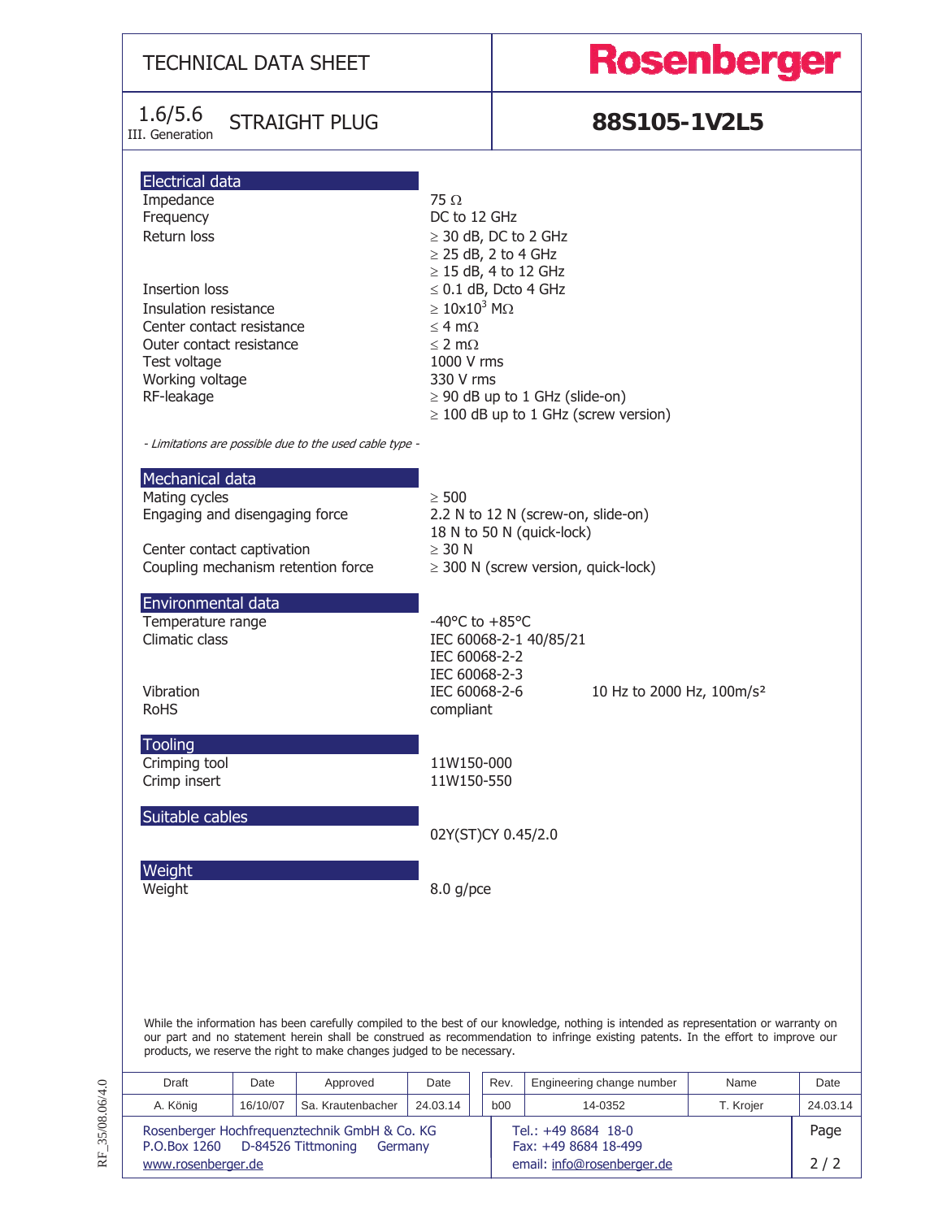# TECHNICAL DATA SHEET

**Rosenberger**

1.6/5.6
III. Generation

STRAIGHT PLUG

**88S105-1V2L5**

## Electrical data

| | |
|---|---|
| Impedance | 75 Ω |
| Frequency | DC to 12 GHz |
| Return loss | ≥ 30 dB, DC to 2 GHz<br>≥ 25 dB, 2 to 4 GHz<br>≥ 15 dB, 4 to 12 GHz |
| Insertion loss | ≤ 0.1 dB, Dcto 4 GHz |
| Insulation resistance | ≥ $10x10^3$ MΩ |
| Center contact resistance | ≤ 4 mΩ |
| Outer contact resistance | ≤ 2 mΩ |
| Test voltage | 1000 V rms |
| Working voltage | 330 V rms |
| RF-leakage | ≥ 90 dB up to 1 GHz (slide-on)<br>≥ 100 dB up to 1 GHz (screw version) |

*- Limitations are possible due to the used cable type -*

## Mechanical data

| | |
|---|---|
| Mating cycles | ≥ 500 |
| Engaging and disengaging force | 2.2 N to 12 N (screw-on, slide-on)<br>18 N to 50 N (quick-lock) |
| Center contact captivation | ≥ 30 N |
| Coupling mechanism retention force | ≥ 300 N (screw version, quick-lock) |

## Environmental data

| | | |
|---|---|---|
| Temperature range | -40°C to +85°C | |
| Climatic class | IEC 60068-2-1 40/85/21<br>IEC 60068-2-2<br>IEC 60068-2-3 | |
| Vibration | IEC 60068-2-6 | 10 Hz to 2000 Hz, 100m/s² |
| RoHS | compliant | |

## Tooling

| | |
|---|---|
| Crimping tool | 11W150-000 |
| Crimp insert | 11W150-550 |

## Suitable cables

02Y(ST)CY 0.45/2.0

## Weight

| | |
|---|---|
| Weight | 8.0 g/pce |

While the information has been carefully compiled to the best of our knowledge, nothing is intended as representation or warranty on our part and no statement herein shall be construed as recommendation to infringe existing patents. In the effort to improve our products, we reserve the right to make changes judged to be necessary.

| Draft | Date | Approved | Date | Rev. | Engineering change number | Name | Date |
|---|---|---|---|---|---|---|---|
| A. König | 16/10/07 | Sa. Krautenbacher | 24.03.14 | b00 | 14-0352 | T. Krojer | 24.03.14 |

Rosenberger Hochfrequenztechnik GmbH & Co. KG
P.O.Box 1260 D-84526 Tittmoning Germany
www.rosenberger.de

Tel.: +49 8684 18-0
Fax: +49 8684 18-499
email: info@rosenberger.de

RF_35/08.06/4.0